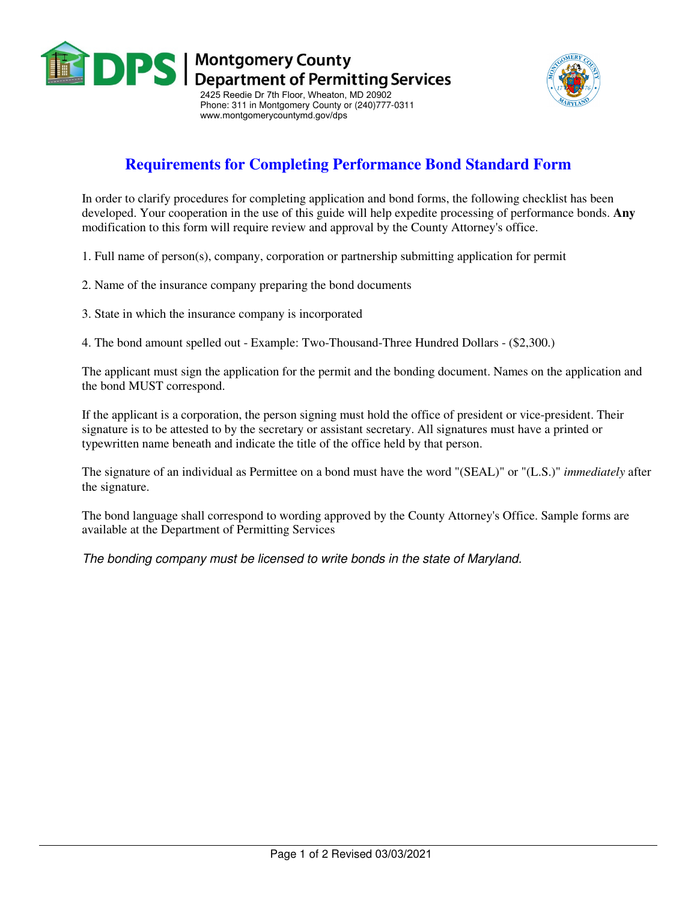Montgomery County
Department of Permitting Services
2425 Reedie Dr 7th Floor, Wheaton, MD 20902
Phone: 311 in Montgomery County or (240)777-0311
www.montgomerycountymd.gov/dps

# Requirements for Completing Performance Bond Standard Form

In order to clarify procedures for completing application and bond forms, the following checklist has been developed. Your cooperation in the use of this guide will help expedite processing of performance bonds. **Any** modification to this form will require review and approval by the County Attorney's office.

1. Full name of person(s), company, corporation or partnership submitting application for permit

2. Name of the insurance company preparing the bond documents

3. State in which the insurance company is incorporated

4. The bond amount spelled out - Example: Two-Thousand-Three Hundred Dollars - ($2,300.)

The applicant must sign the application for the permit and the bonding document. Names on the application and the bond MUST correspond.

If the applicant is a corporation, the person signing must hold the office of president or vice-president. Their signature is to be attested to by the secretary or assistant secretary. All signatures must have a printed or typewritten name beneath and indicate the title of the office held by that person.

The signature of an individual as Permittee on a bond must have the word "(SEAL)" or "(L.S.)" *immediately* after the signature.

The bond language shall correspond to wording approved by the County Attorney's Office. Sample forms are available at the Department of Permitting Services

*The bonding company must be licensed to write bonds in the state of Maryland.*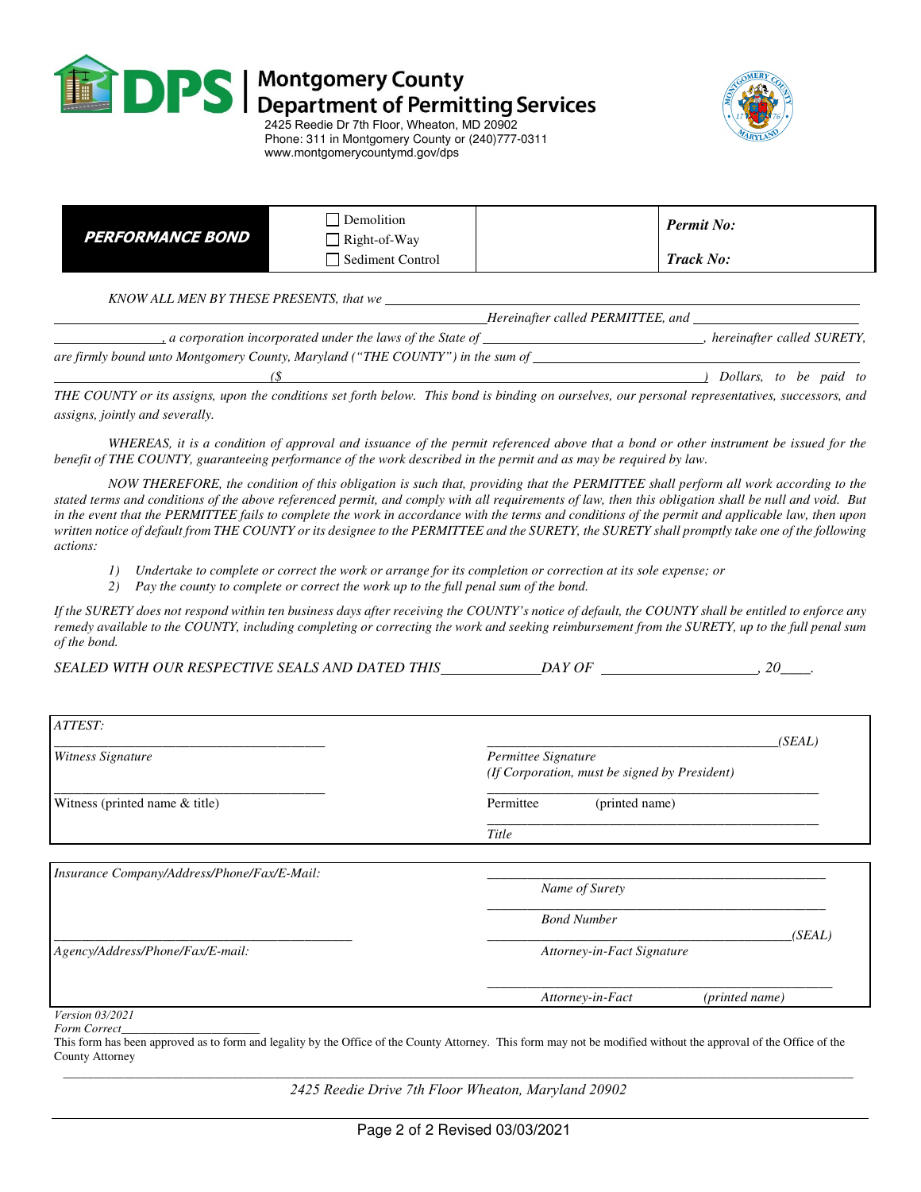# Montgomery County Department of Permitting Services

2425 Reedie Dr 7th Floor, Wheaton, MD 20902
Phone: 311 in Montgomery County or (240)777-0311
www.montgomerycountymd.gov/dps

| **PERFORMANCE BOND** | ☐ Demolition<br>☐ Right-of-Way<br>☐ Sediment Control | | ***Permit No:***<br><br>***Track No:*** |
|---|---|---|---|

*KNOW ALL MEN BY THESE PRESENTS, that we* ______________________________ *Hereinafter called PERMITTEE, and* ______________________________, *a corporation incorporated under the laws of the State of* ______________________________, *hereinafter called SURETY, are firmly bound unto Montgomery County, Maryland ("THE COUNTY") in the sum of* ______________________________ *($* ______________________________*) Dollars, to be paid to THE COUNTY or its assigns, upon the conditions set forth below. This bond is binding on ourselves, our personal representatives, successors, and assigns, jointly and severally.*

*WHEREAS, it is a condition of approval and issuance of the permit referenced above that a bond or other instrument be issued for the benefit of THE COUNTY, guaranteeing performance of the work described in the permit and as may be required by law.*

*NOW THEREFORE, the condition of this obligation is such that, providing that the PERMITTEE shall perform all work according to the stated terms and conditions of the above referenced permit, and comply with all requirements of law, then this obligation shall be null and void. But in the event that the PERMITTEE fails to complete the work in accordance with the terms and conditions of the permit and applicable law, then upon written notice of default from THE COUNTY or its designee to the PERMITTEE and the SURETY, the SURETY shall promptly take one of the following actions:*

1) *Undertake to complete or correct the work or arrange for its completion or correction at its sole expense; or*
2) *Pay the county to complete or correct the work up to the full penal sum of the bond.*

*If the SURETY does not respond within ten business days after receiving the COUNTY's notice of default, the COUNTY shall be entitled to enforce any remedy available to the COUNTY, including completing or correcting the work and seeking reimbursement from the SURETY, up to the full penal sum of the bond.*

*SEALED WITH OUR RESPECTIVE SEALS AND DATED THIS* ______________ *DAY OF* ______________________, *20*____.

| | |
|---|---|
| *ATTEST:*<br>________________________________________<br>*Witness Signature* | ________________________________________*(SEAL)*<br>*Permittee Signature*<br>*(If Corporation, must be signed by President)* |
| ________________________________________<br>Witness (printed name & title) | ________________________________________<br>Permittee (printed name) |
| | ________________________________________<br>*Title* |

| | |
|---|---|
| *Insurance Company/Address/Phone/Fax/E-Mail:* | ________________________________________<br>*Name of Surety* |
| | ________________________________________<br>*Bond Number* |
| ________________________________________<br>*Agency/Address/Phone/Fax/E-mail:* | ________________________________________*(SEAL)*<br>*Attorney-in-Fact Signature* |
| | ________________________________________<br>*Attorney-in-Fact* *(printed name)* |

*Version 03/2021*
*Form Correct*______________________

This form has been approved as to form and legality by the Office of the County Attorney. This form may not be modified without the approval of the Office of the County Attorney

*2425 Reedie Drive 7th Floor Wheaton, Maryland 20902*